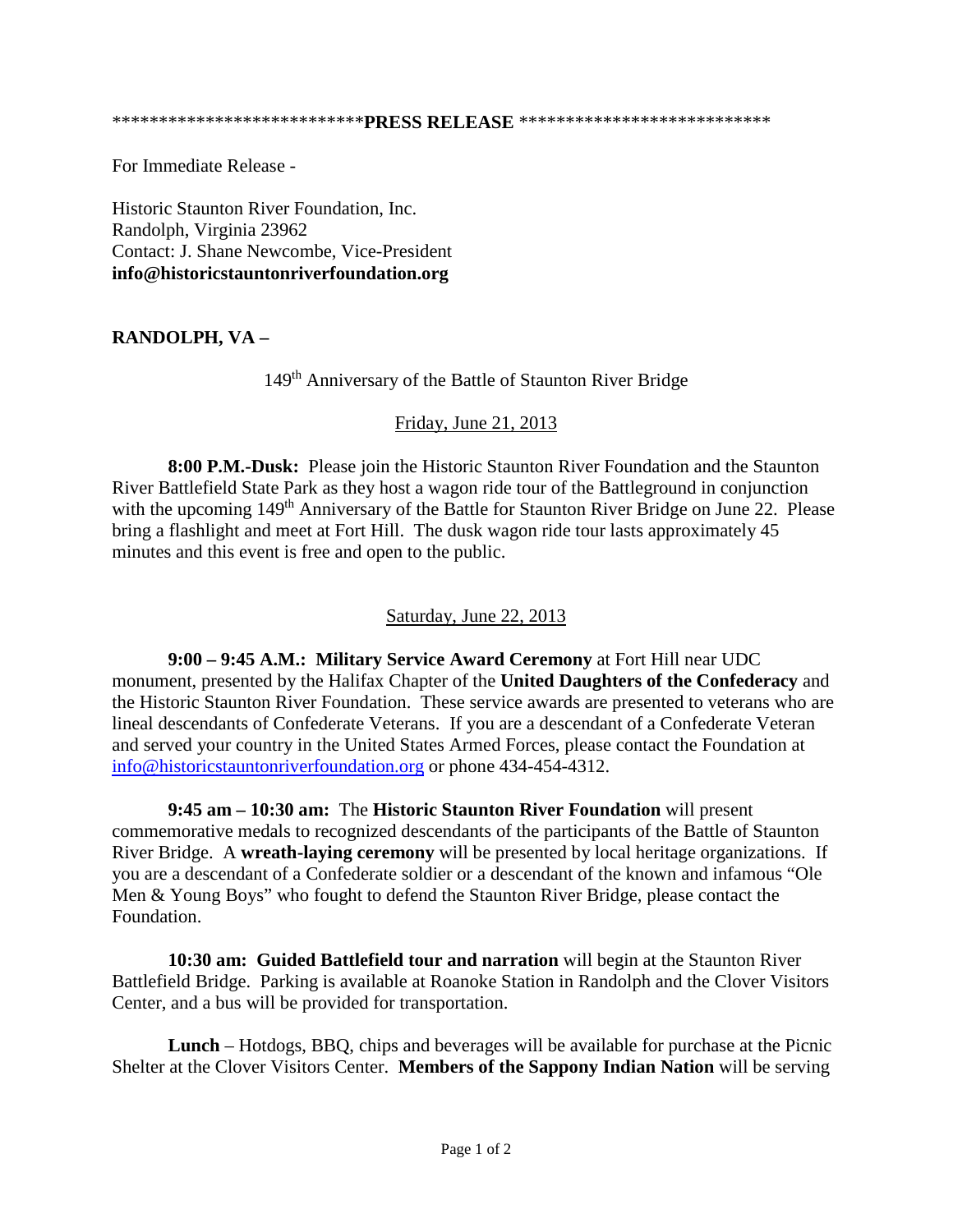****************************PRESS RELEASE ****************************

For Immediate Release -

Historic Staunton River Foundation, Inc.
Randolph, Virginia 23962
Contact: J. Shane Newcombe, Vice-President
**info@historicstauntonriverfoundation.org**

**RANDOLPH, VA –**

149th Anniversary of the Battle of Staunton River Bridge

Friday, June 21, 2013

**8:00 P.M.-Dusk:** Please join the Historic Staunton River Foundation and the Staunton River Battlefield State Park as they host a wagon ride tour of the Battleground in conjunction with the upcoming 149th Anniversary of the Battle for Staunton River Bridge on June 22. Please bring a flashlight and meet at Fort Hill. The dusk wagon ride tour lasts approximately 45 minutes and this event is free and open to the public.

Saturday, June 22, 2013

**9:00 – 9:45 A.M.: Military Service Award Ceremony** at Fort Hill near UDC monument, presented by the Halifax Chapter of the **United Daughters of the Confederacy** and the Historic Staunton River Foundation. These service awards are presented to veterans who are lineal descendants of Confederate Veterans. If you are a descendant of a Confederate Veteran and served your country in the United States Armed Forces, please contact the Foundation at info@historicstauntonriverfoundation.org or phone 434-454-4312.

**9:45 am – 10:30 am:** The **Historic Staunton River Foundation** will present commemorative medals to recognized descendants of the participants of the Battle of Staunton River Bridge. A **wreath-laying ceremony** will be presented by local heritage organizations. If you are a descendant of a Confederate soldier or a descendant of the known and infamous "Ole Men & Young Boys" who fought to defend the Staunton River Bridge, please contact the Foundation.

**10:30 am: Guided Battlefield tour and narration** will begin at the Staunton River Battlefield Bridge. Parking is available at Roanoke Station in Randolph and the Clover Visitors Center, and a bus will be provided for transportation.

**Lunch** – Hotdogs, BBQ, chips and beverages will be available for purchase at the Picnic Shelter at the Clover Visitors Center. **Members of the Sappony Indian Nation** will be serving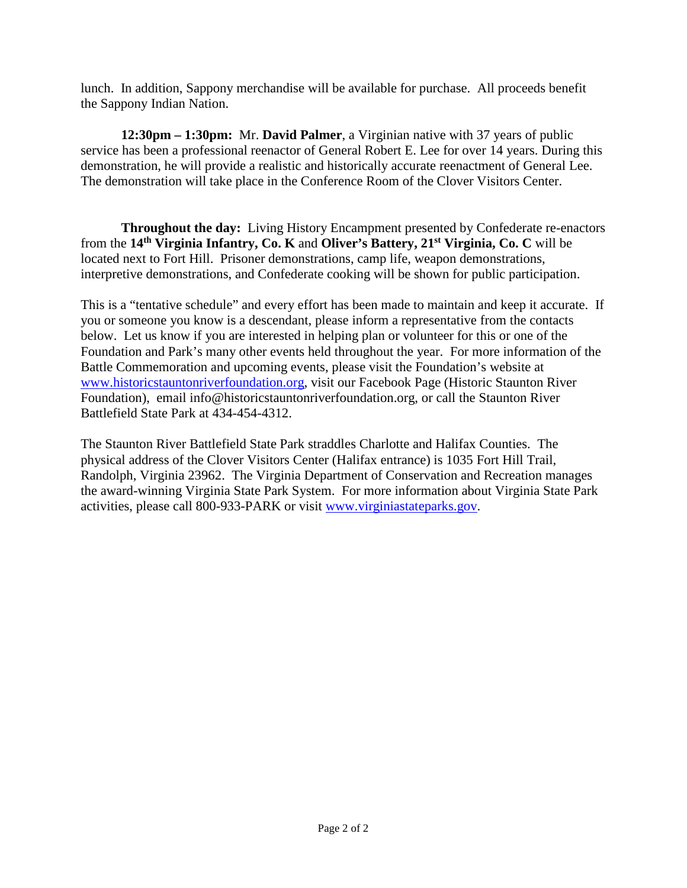lunch. In addition, Sappony merchandise will be available for purchase. All proceeds benefit the Sappony Indian Nation.

**12:30pm – 1:30pm:** Mr. **David Palmer**, a Virginian native with 37 years of public service has been a professional reenactor of General Robert E. Lee for over 14 years. During this demonstration, he will provide a realistic and historically accurate reenactment of General Lee. The demonstration will take place in the Conference Room of the Clover Visitors Center.

**Throughout the day:** Living History Encampment presented by Confederate re-enactors from the **14th Virginia Infantry, Co. K** and **Oliver's Battery, 21st Virginia, Co. C** will be located next to Fort Hill. Prisoner demonstrations, camp life, weapon demonstrations, interpretive demonstrations, and Confederate cooking will be shown for public participation.

This is a "tentative schedule" and every effort has been made to maintain and keep it accurate. If you or someone you know is a descendant, please inform a representative from the contacts below. Let us know if you are interested in helping plan or volunteer for this or one of the Foundation and Park's many other events held throughout the year. For more information of the Battle Commemoration and upcoming events, please visit the Foundation's website at www.historicstauntonriverfoundation.org, visit our Facebook Page (Historic Staunton River Foundation), email info@historicstauntonriverfoundation.org, or call the Staunton River Battlefield State Park at 434-454-4312.

The Staunton River Battlefield State Park straddles Charlotte and Halifax Counties. The physical address of the Clover Visitors Center (Halifax entrance) is 1035 Fort Hill Trail, Randolph, Virginia 23962. The Virginia Department of Conservation and Recreation manages the award-winning Virginia State Park System. For more information about Virginia State Park activities, please call 800-933-PARK or visit www.virginiastateparks.gov.